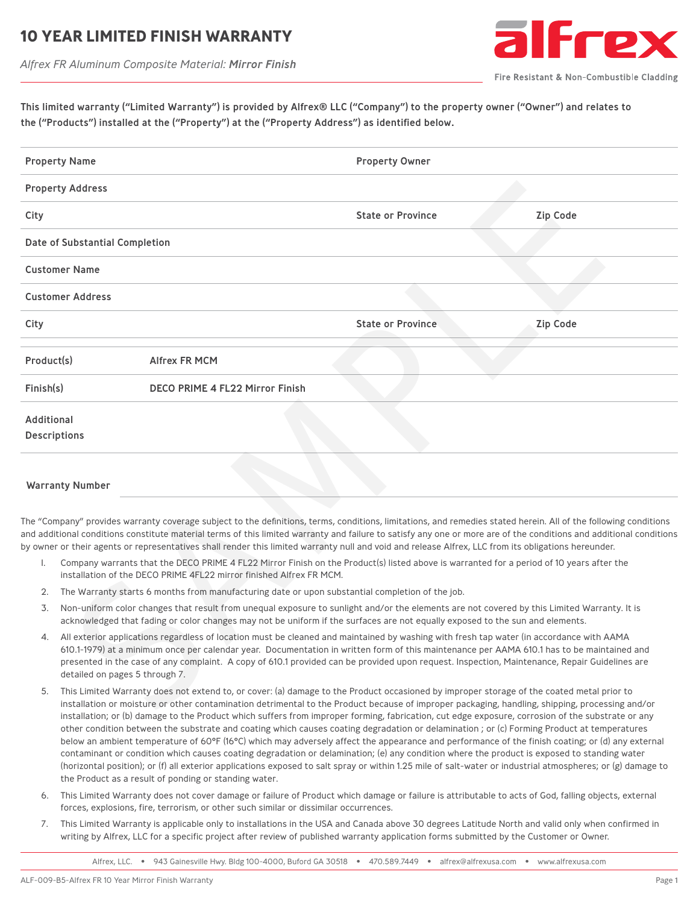# 10 YEAR LIMITED FINISH WARRANTY

*Alfrex FR Aluminum Composite Material: **Mirror Finish***

alfrex

Fire Resistant & Non-Combustible Cladding

**This limited warranty ("Limited Warranty") is provided by Alfrex® LLC ("Company") to the property owner ("Owner") and relates to the ("Products") installed at the ("Property") at the ("Property Address") as identified below.**

| | | | |
|---|---|---|---|
| **Property Name** | | **Property Owner** | |
| **Property Address** | | | |
| **City** | | **State or Province** | **Zip Code** |
| **Date of Substantial Completion** | | | |
| **Customer Name** | | | |
| **Customer Address** | | | |
| **City** | | **State or Province** | **Zip Code** |

| | |
|---|---|
| **Product(s)** | **Alfrex FR MCM** |
| **Finish(s)** | **DECO PRIME 4 FL22 Mirror Finish** |
| **Additional Descriptions** | |

**Warranty Number**

The "Company" provides warranty coverage subject to the definitions, terms, conditions, limitations, and remedies stated herein. All of the following conditions and additional conditions constitute material terms of this limited warranty and failure to satisfy any one or more are of the conditions and additional conditions by owner or their agents or representatives shall render this limited warranty null and void and release Alfrex, LLC from its obligations hereunder.

1. Company warrants that the DECO PRIME 4 FL22 Mirror Finish on the Product(s) listed above is warranted for a period of 10 years after the installation of the DECO PRIME 4FL22 mirror finished Alfrex FR MCM.
2. The Warranty starts 6 months from manufacturing date or upon substantial completion of the job.
3. Non-uniform color changes that result from unequal exposure to sunlight and/or the elements are not covered by this Limited Warranty. It is acknowledged that fading or color changes may not be uniform if the surfaces are not equally exposed to the sun and elements.
4. All exterior applications regardless of location must be cleaned and maintained by washing with fresh tap water (in accordance with AAMA 610.1-1979) at a minimum once per calendar year. Documentation in written form of this maintenance per AAMA 610.1 has to be maintained and presented in the case of any complaint. A copy of 610.1 provided can be provided upon request. Inspection, Maintenance, Repair Guidelines are detailed on pages 5 through 7.
5. This Limited Warranty does not extend to, or cover: (a) damage to the Product occasioned by improper storage of the coated metal prior to installation or moisture or other contamination detrimental to the Product because of improper packaging, handling, shipping, processing and/or installation; or (b) damage to the Product which suffers from improper forming, fabrication, cut edge exposure, corrosion of the substrate or any other condition between the substrate and coating which causes coating degradation or delamination ; or (c) Forming Product at temperatures below an ambient temperature of 60°F (16°C) which may adversely affect the appearance and performance of the finish coating; or (d) any external contaminant or condition which causes coating degradation or delamination; (e) any condition where the product is exposed to standing water (horizontal position); or (f) all exterior applications exposed to salt spray or within 1.25 mile of salt-water or industrial atmospheres; or (g) damage to the Product as a result of ponding or standing water.
6. This Limited Warranty does not cover damage or failure of Product which damage or failure is attributable to acts of God, falling objects, external forces, explosions, fire, terrorism, or other such similar or dissimilar occurrences.
7. This Limited Warranty is applicable only to installations in the USA and Canada above 30 degrees Latitude North and valid only when confirmed in writing by Alfrex, LLC for a specific project after review of published warranty application forms submitted by the Customer or Owner.

Alfrex, LLC. • 943 Gainesville Hwy. Bldg 100-4000, Buford GA 30518 • 470.589.7449 • alfrex@alfrexusa.com • www.alfrexusa.com

ALF-009-B5-Alfrex FR 10 Year Mirror Finish Warranty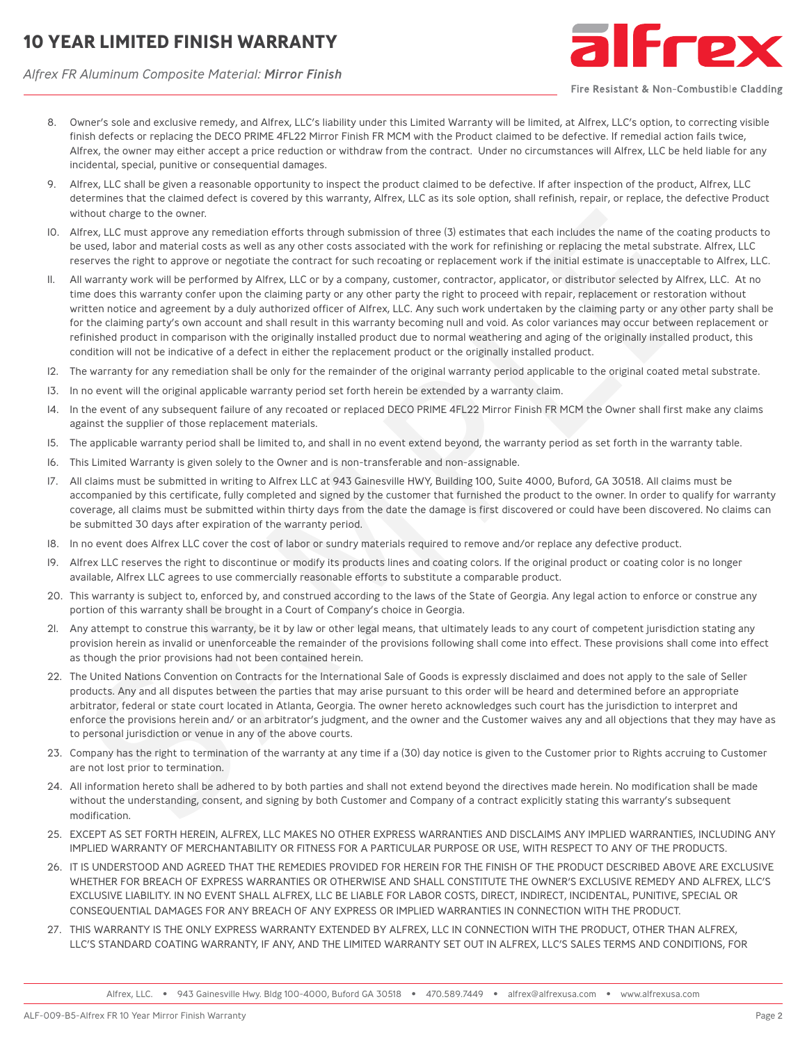# 10 YEAR LIMITED FINISH WARRANTY

*Alfrex FR Aluminum Composite Material: **Mirror Finish***

8. Owner's sole and exclusive remedy, and Alfrex, LLC's liability under this Limited Warranty will be limited, at Alfrex, LLC's option, to correcting visible finish defects or replacing the DECO PRIME 4FL22 Mirror Finish FR MCM with the Product claimed to be defective. If remedial action fails twice, Alfrex, the owner may either accept a price reduction or withdraw from the contract. Under no circumstances will Alfrex, LLC be held liable for any incidental, special, punitive or consequential damages.
9. Alfrex, LLC shall be given a reasonable opportunity to inspect the product claimed to be defective. If after inspection of the product, Alfrex, LLC determines that the claimed defect is covered by this warranty, Alfrex, LLC as its sole option, shall refinish, repair, or replace, the defective Product without charge to the owner.
10. Alfrex, LLC must approve any remediation efforts through submission of three (3) estimates that each includes the name of the coating products to be used, labor and material costs as well as any other costs associated with the work for refinishing or replacing the metal substrate. Alfrex, LLC reserves the right to approve or negotiate the contract for such recoating or replacement work if the initial estimate is unacceptable to Alfrex, LLC.
11. All warranty work will be performed by Alfrex, LLC or by a company, customer, contractor, applicator, or distributor selected by Alfrex, LLC. At no time does this warranty confer upon the claiming party or any other party the right to proceed with repair, replacement or restoration without written notice and agreement by a duly authorized officer of Alfrex, LLC. Any such work undertaken by the claiming party or any other party shall be for the claiming party's own account and shall result in this warranty becoming null and void. As color variances may occur between replacement or refinished product in comparison with the originally installed product due to normal weathering and aging of the originally installed product, this condition will not be indicative of a defect in either the replacement product or the originally installed product.
12. The warranty for any remediation shall be only for the remainder of the original warranty period applicable to the original coated metal substrate.
13. In no event will the original applicable warranty period set forth herein be extended by a warranty claim.
14. In the event of any subsequent failure of any recoated or replaced DECO PRIME 4FL22 Mirror Finish FR MCM the Owner shall first make any claims against the supplier of those replacement materials.
15. The applicable warranty period shall be limited to, and shall in no event extend beyond, the warranty period as set forth in the warranty table.
16. This Limited Warranty is given solely to the Owner and is non-transferable and non-assignable.
17. All claims must be submitted in writing to Alfrex LLC at 943 Gainesville HWY, Building 100, Suite 4000, Buford, GA 30518. All claims must be accompanied by this certificate, fully completed and signed by the customer that furnished the product to the owner. In order to qualify for warranty coverage, all claims must be submitted within thirty days from the date the damage is first discovered or could have been discovered. No claims can be submitted 30 days after expiration of the warranty period.
18. In no event does Alfrex LLC cover the cost of labor or sundry materials required to remove and/or replace any defective product.
19. Alfrex LLC reserves the right to discontinue or modify its products lines and coating colors. If the original product or coating color is no longer available, Alfrex LLC agrees to use commercially reasonable efforts to substitute a comparable product.
20. This warranty is subject to, enforced by, and construed according to the laws of the State of Georgia. Any legal action to enforce or construe any portion of this warranty shall be brought in a Court of Company's choice in Georgia.
21. Any attempt to construe this warranty, be it by law or other legal means, that ultimately leads to any court of competent jurisdiction stating any provision herein as invalid or unenforceable the remainder of the provisions following shall come into effect. These provisions shall come into effect as though the prior provisions had not been contained herein.
22. The United Nations Convention on Contracts for the International Sale of Goods is expressly disclaimed and does not apply to the sale of Seller products. Any and all disputes between the parties that may arise pursuant to this order will be heard and determined before an appropriate arbitrator, federal or state court located in Atlanta, Georgia. The owner hereto acknowledges such court has the jurisdiction to interpret and enforce the provisions herein and/ or an arbitrator's judgment, and the owner and the Customer waives any and all objections that they may have as to personal jurisdiction or venue in any of the above courts.
23. Company has the right to termination of the warranty at any time if a (30) day notice is given to the Customer prior to Rights accruing to Customer are not lost prior to termination.
24. All information hereto shall be adhered to by both parties and shall not extend beyond the directives made herein. No modification shall be made without the understanding, consent, and signing by both Customer and Company of a contract explicitly stating this warranty's subsequent modification.
25. EXCEPT AS SET FORTH HEREIN, ALFREX, LLC MAKES NO OTHER EXPRESS WARRANTIES AND DISCLAIMS ANY IMPLIED WARRANTIES, INCLUDING ANY IMPLIED WARRANTY OF MERCHANTABILITY OR FITNESS FOR A PARTICULAR PURPOSE OR USE, WITH RESPECT TO ANY OF THE PRODUCTS.
26. IT IS UNDERSTOOD AND AGREED THAT THE REMEDIES PROVIDED FOR HEREIN FOR THE FINISH OF THE PRODUCT DESCRIBED ABOVE ARE EXCLUSIVE WHETHER FOR BREACH OF EXPRESS WARRANTIES OR OTHERWISE AND SHALL CONSTITUTE THE OWNER'S EXCLUSIVE REMEDY AND ALFREX, LLC'S EXCLUSIVE LIABILITY. IN NO EVENT SHALL ALFREX, LLC BE LIABLE FOR LABOR COSTS, DIRECT, INDIRECT, INCIDENTAL, PUNITIVE, SPECIAL OR CONSEQUENTIAL DAMAGES FOR ANY BREACH OF ANY EXPRESS OR IMPLIED WARRANTIES IN CONNECTION WITH THE PRODUCT.
27. THIS WARRANTY IS THE ONLY EXPRESS WARRANTY EXTENDED BY ALFREX, LLC IN CONNECTION WITH THE PRODUCT, OTHER THAN ALFREX, LLC'S STANDARD COATING WARRANTY, IF ANY, AND THE LIMITED WARRANTY SET OUT IN ALFREX, LLC'S SALES TERMS AND CONDITIONS, FOR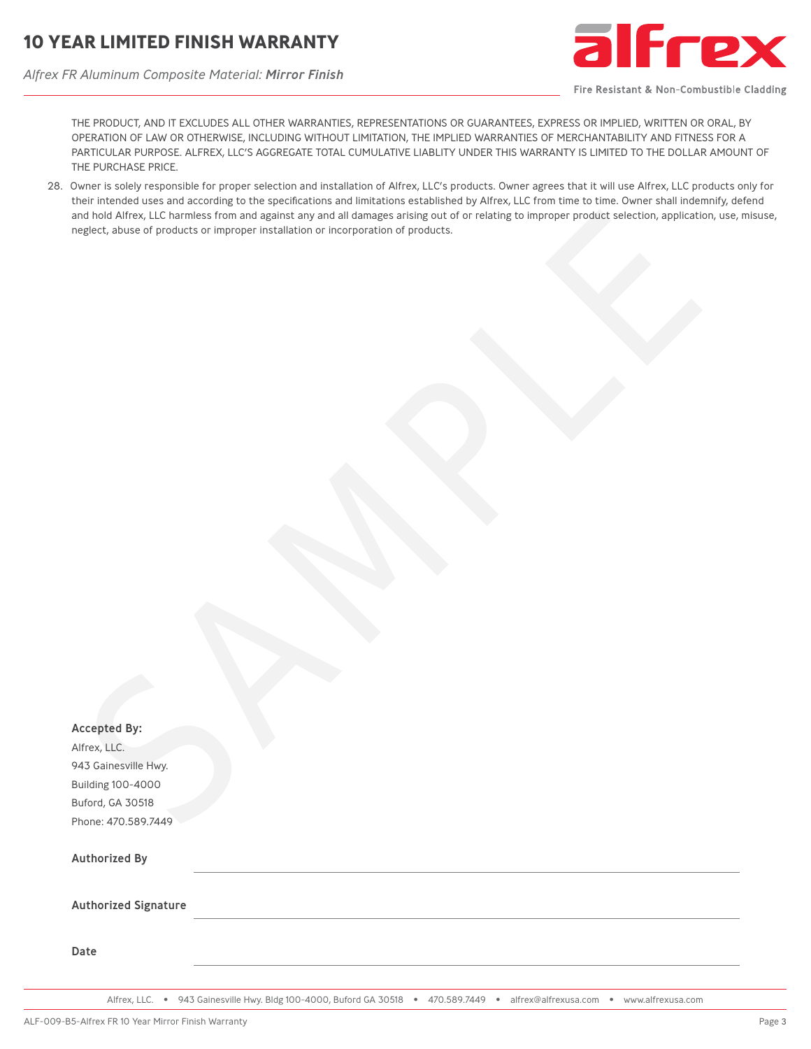THE PRODUCT, AND IT EXCLUDES ALL OTHER WARRANTIES, REPRESENTATIONS OR GUARANTEES, EXPRESS OR IMPLIED, WRITTEN OR ORAL, BY OPERATION OF LAW OR OTHERWISE, INCLUDING WITHOUT LIMITATION, THE IMPLIED WARRANTIES OF MERCHANTABILITY AND FITNESS FOR A PARTICULAR PURPOSE. ALFREX, LLC'S AGGREGATE TOTAL CUMULATIVE LIABLITY UNDER THIS WARRANTY IS LIMITED TO THE DOLLAR AMOUNT OF THE PURCHASE PRICE.

28. Owner is solely responsible for proper selection and installation of Alfrex, LLC's products. Owner agrees that it will use Alfrex, LLC products only for their intended uses and according to the specifications and limitations established by Alfrex, LLC from time to time. Owner shall indemnify, defend and hold Alfrex, LLC harmless from and against any and all damages arising out of or relating to improper product selection, application, use, misuse, neglect, abuse of products or improper installation or incorporation of products.

**Accepted By:**

Alfrex, LLC.
943 Gainesville Hwy.
Building 100-4000
Buford, GA 30518
Phone: 470.589.7449

**Authorized By** ______________________________

**Authorized Signature** ______________________________

**Date** ______________________________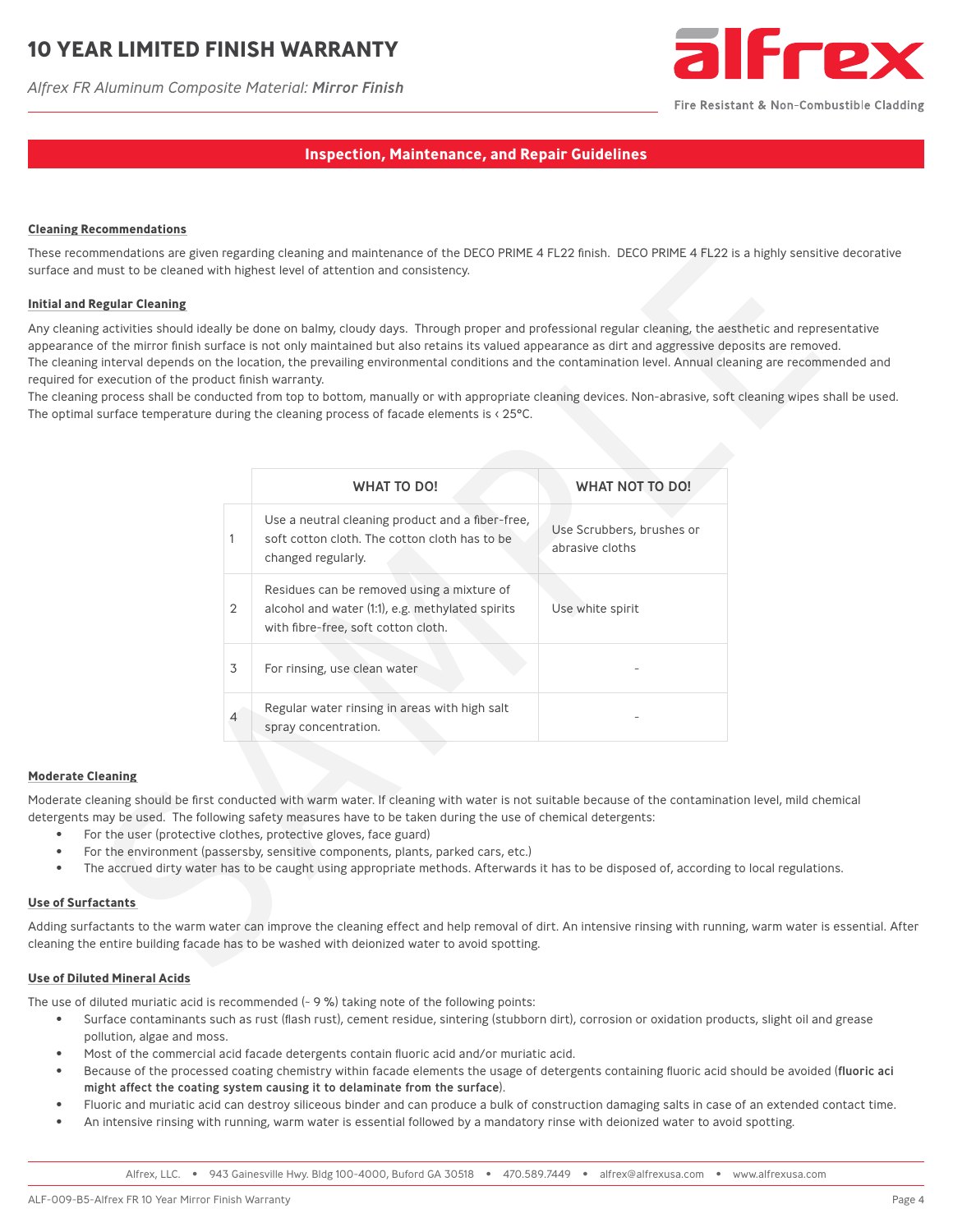# 10 YEAR LIMITED FINISH WARRANTY

*Alfrex FR Aluminum Composite Material: **Mirror Finish***

alfrex

Fire Resistant & Non-Combustible Cladding

## Inspection, Maintenance, and Repair Guidelines

### Cleaning Recommendations

These recommendations are given regarding cleaning and maintenance of the DECO PRIME 4 FL22 finish. DECO PRIME 4 FL22 is a highly sensitive decorative surface and must to be cleaned with highest level of attention and consistency.

### Initial and Regular Cleaning

Any cleaning activities should ideally be done on balmy, cloudy days. Through proper and professional regular cleaning, the aesthetic and representative appearance of the mirror finish surface is not only maintained but also retains its valued appearance as dirt and aggressive deposits are removed.
The cleaning interval depends on the location, the prevailing environmental conditions and the contamination level. Annual cleaning are recommended and required for execution of the product finish warranty.
The cleaning process shall be conducted from top to bottom, manually or with appropriate cleaning devices. Non-abrasive, soft cleaning wipes shall be used. The optimal surface temperature during the cleaning process of facade elements is ‹ 25°C.

| | WHAT TO DO! | WHAT NOT TO DO! |
|---|---|---|
| 1 | Use a neutral cleaning product and a fiber-free, soft cotton cloth. The cotton cloth has to be changed regularly. | Use Scrubbers, brushes or abrasive cloths |
| 2 | Residues can be removed using a mixture of alcohol and water (1:1), e.g. methylated spirits with fibre-free, soft cotton cloth. | Use white spirit |
| 3 | For rinsing, use clean water | - |
| 4 | Regular water rinsing in areas with high salt spray concentration. | - |

### Moderate Cleaning

Moderate cleaning should be first conducted with warm water. If cleaning with water is not suitable because of the contamination level, mild chemical detergents may be used. The following safety measures have to be taken during the use of chemical detergents:

- For the user (protective clothes, protective gloves, face guard)
- For the environment (passersby, sensitive components, plants, parked cars, etc.)
- The accrued dirty water has to be caught using appropriate methods. Afterwards it has to be disposed of, according to local regulations.

### Use of Surfactants

Adding surfactants to the warm water can improve the cleaning effect and help removal of dirt. An intensive rinsing with running, warm water is essential. After cleaning the entire building facade has to be washed with deionized water to avoid spotting.

### Use of Diluted Mineral Acids

The use of diluted muriatic acid is recommended (~ 9 %) taking note of the following points:

- Surface contaminants such as rust (flash rust), cement residue, sintering (stubborn dirt), corrosion or oxidation products, slight oil and grease pollution, algae and moss.
- Most of the commercial acid facade detergents contain fluoric acid and/or muriatic acid.
- Because of the processed coating chemistry within facade elements the usage of detergents containing fluoric acid should be avoided (**fluoric aci might affect the coating system causing it to delaminate from the surface**).
- Fluoric and muriatic acid can destroy siliceous binder and can produce a bulk of construction damaging salts in case of an extended contact time.
- An intensive rinsing with running, warm water is essential followed by a mandatory rinse with deionized water to avoid spotting.

Alfrex, LLC. • 943 Gainesville Hwy. Bldg 100-4000, Buford GA 30518 • 470.589.7449 • alfrex@alfrexusa.com • www.alfrexusa.com

ALF-009-B5-Alfrex FR 10 Year Mirror Finish Warranty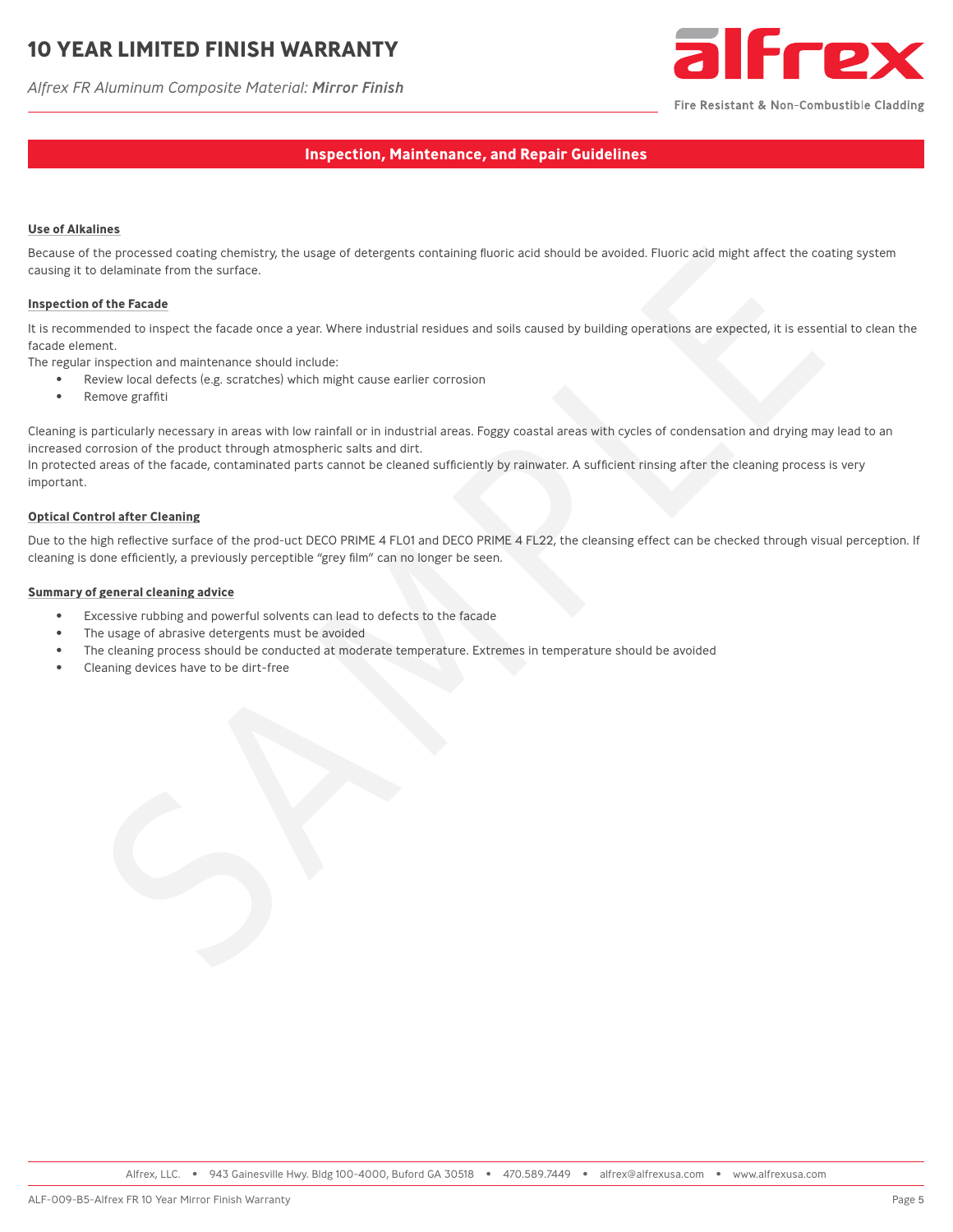## Inspection, Maintenance, and Repair Guidelines

**Use of Alkalines**

Because of the processed coating chemistry, the usage of detergents containing fluoric acid should be avoided. Fluoric acid might affect the coating system causing it to delaminate from the surface.

**Inspection of the Facade**

It is recommended to inspect the facade once a year. Where industrial residues and soils caused by building operations are expected, it is essential to clean the facade element.

The regular inspection and maintenance should include:

- Review local defects (e.g. scratches) which might cause earlier corrosion
- Remove graffiti

Cleaning is particularly necessary in areas with low rainfall or in industrial areas. Foggy coastal areas with cycles of condensation and drying may lead to an increased corrosion of the product through atmospheric salts and dirt.

In protected areas of the facade, contaminated parts cannot be cleaned sufficiently by rainwater. A sufficient rinsing after the cleaning process is very important.

**Optical Control after Cleaning**

Due to the high reflective surface of the prod-uct DECO PRIME 4 FL01 and DECO PRIME 4 FL22, the cleansing effect can be checked through visual perception. If cleaning is done efficiently, a previously perceptible "grey film" can no longer be seen.

**Summary of general cleaning advice**

- Excessive rubbing and powerful solvents can lead to defects to the facade
- The usage of abrasive detergents must be avoided
- The cleaning process should be conducted at moderate temperature. Extremes in temperature should be avoided
- Cleaning devices have to be dirt-free